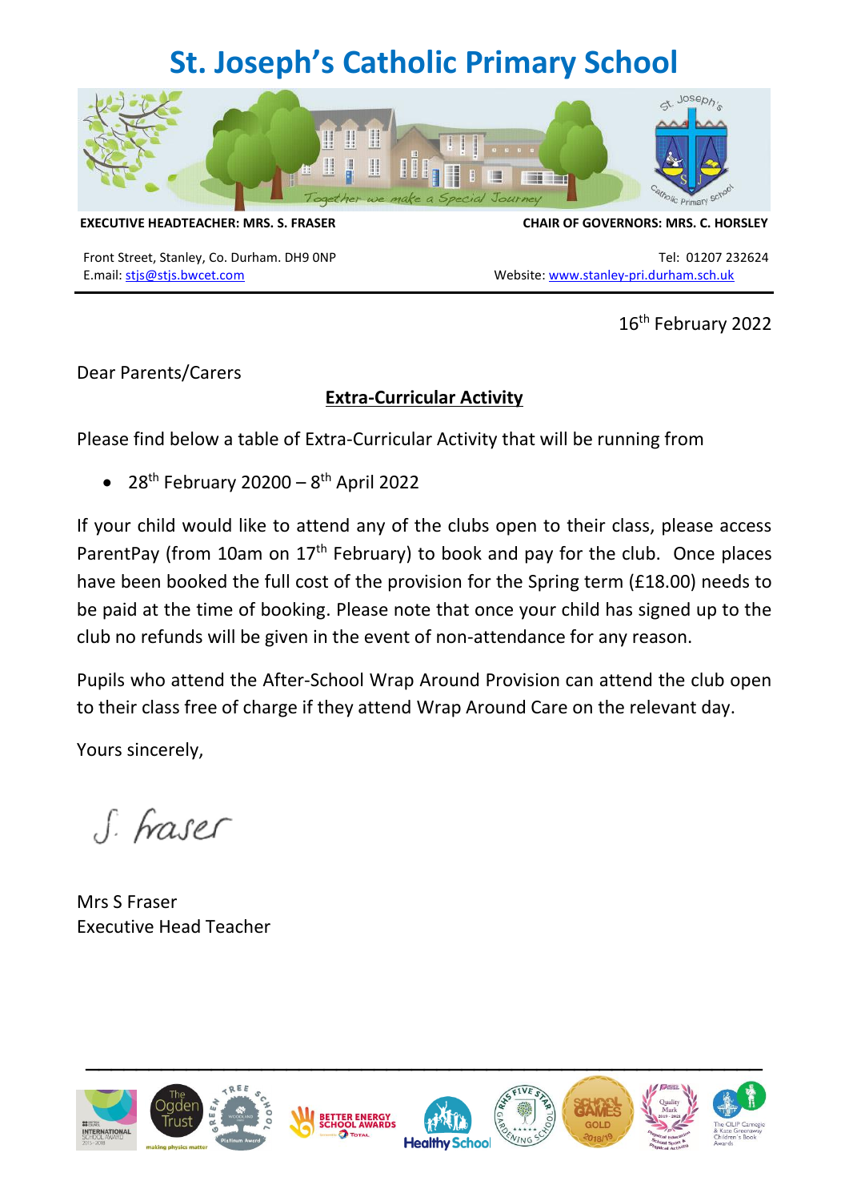# St. Joseph's Catholic Primary School

Together we make a Special Journey

**EXECUTIVE HEADTEACHER: MRS. S. FRASER** **CHAIR OF GOVERNORS: MRS. C. HORSLEY**

Front Street, Stanley, Co. Durham. DH9 0NP
E.mail: stjs@stjs.bwcet.com

Tel: 01207 232624
Website: www.stanley-pri.durham.sch.uk

16th February 2022

Dear Parents/Carers

**Extra-Curricular Activity**

Please find below a table of Extra-Curricular Activity that will be running from

- 28th February 20200 – 8th April 2022

If your child would like to attend any of the clubs open to their class, please access ParentPay (from 10am on 17th February) to book and pay for the club. Once places have been booked the full cost of the provision for the Spring term (£18.00) needs to be paid at the time of booking. Please note that once your child has signed up to the club no refunds will be given in the event of non-attendance for any reason.

Pupils who attend the After-School Wrap Around Provision can attend the club open to their class free of charge if they attend Wrap Around Care on the relevant day.

Yours sincerely,

S. Fraser

Mrs S Fraser
Executive Head Teacher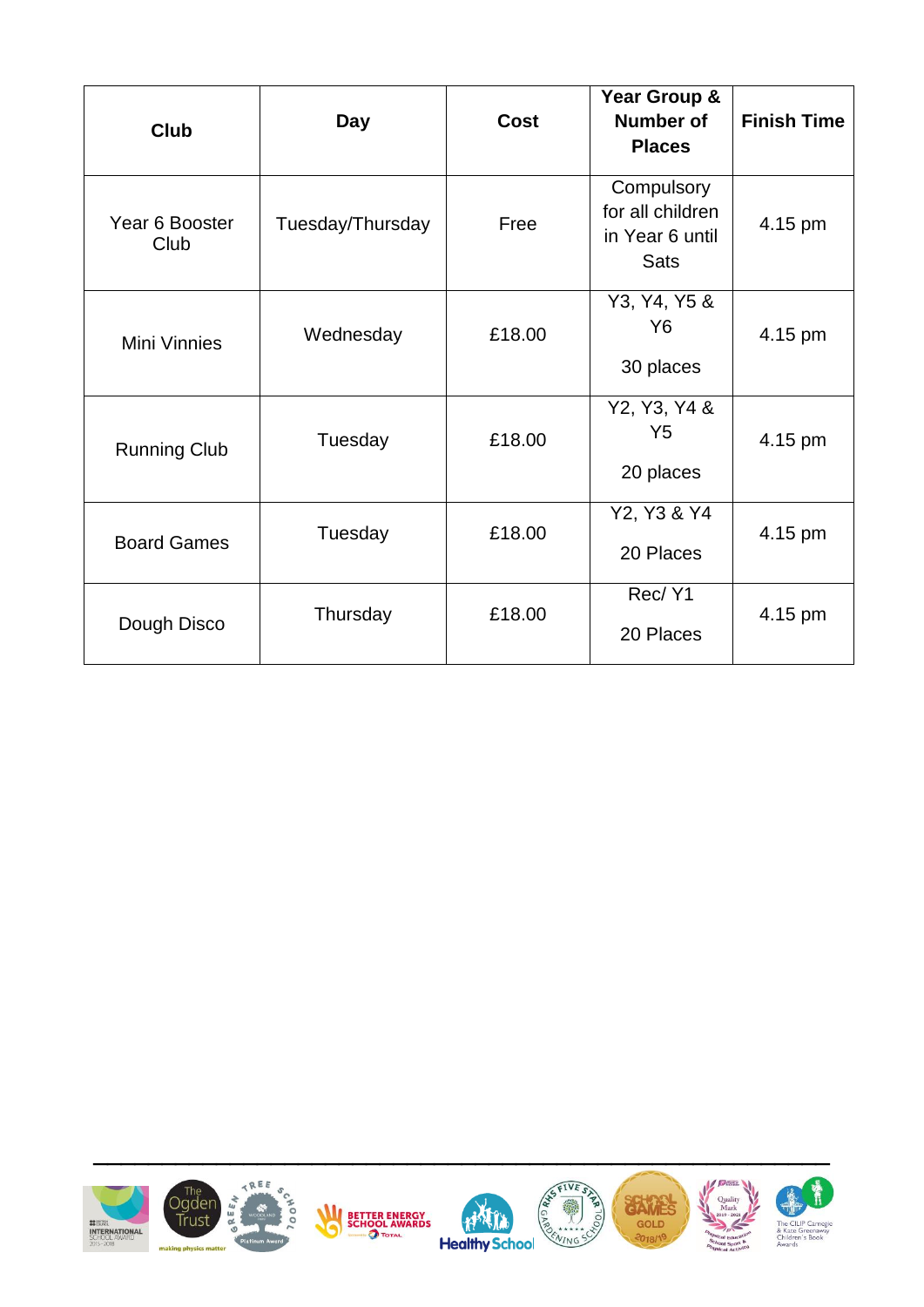| Club | Day | Cost | Year Group & Number of Places | Finish Time |
| --- | --- | --- | --- | --- |
| Year 6 Booster Club | Tuesday/Thursday | Free | Compulsory for all children in Year 6 until Sats | 4.15 pm |
| Mini Vinnies | Wednesday | £18.00 | Y3, Y4, Y5 & Y6<br><br>30 places | 4.15 pm |
| Running Club | Tuesday | £18.00 | Y2, Y3, Y4 & Y5<br><br>20 places | 4.15 pm |
| Board Games | Tuesday | £18.00 | Y2, Y3 & Y4<br><br>20 Places | 4.15 pm |
| Dough Disco | Thursday | £18.00 | Rec/ Y1<br><br>20 Places | 4.15 pm |